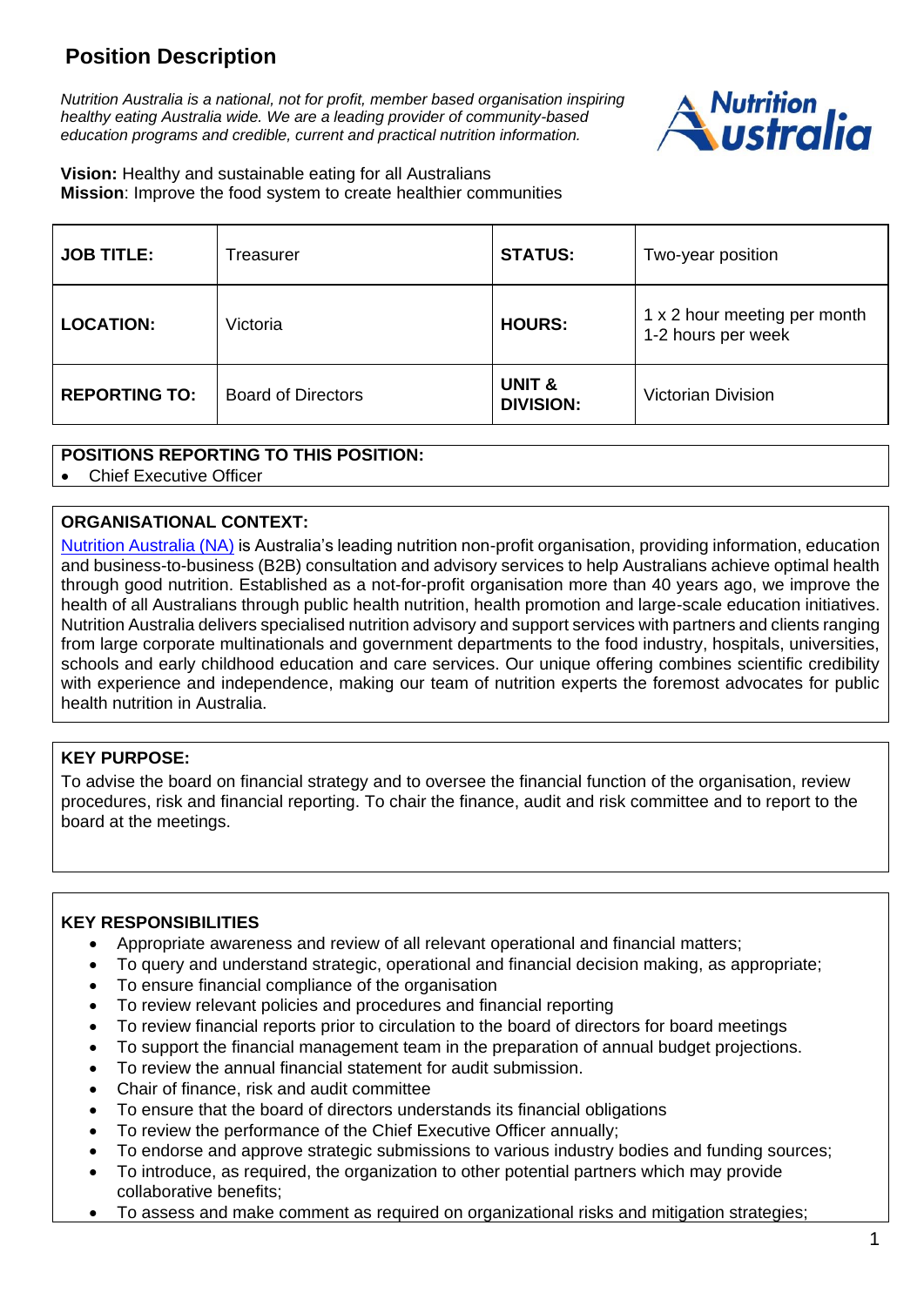# Position Description

*Nutrition Australia is a national, not for profit, member based organisation inspiring healthy eating Australia wide. We are a leading provider of community-based education programs and credible, current and practical nutrition information.*

**Vision:** Healthy and sustainable eating for all Australians
**Mission**: Improve the food system to create healthier communities

| **JOB TITLE:** | Treasurer | **STATUS:** | Two-year position |
|---|---|---|---|
| **LOCATION:** | Victoria | **HOURS:** | 1 x 2 hour meeting per month<br>1-2 hours per week |
| **REPORTING TO:** | Board of Directors | **UNIT & DIVISION:** | Victorian Division |

**POSITIONS REPORTING TO THIS POSITION:**

- Chief Executive Officer

**ORGANISATIONAL CONTEXT:**

Nutrition Australia (NA) is Australia's leading nutrition non-profit organisation, providing information, education and business-to-business (B2B) consultation and advisory services to help Australians achieve optimal health through good nutrition. Established as a not-for-profit organisation more than 40 years ago, we improve the health of all Australians through public health nutrition, health promotion and large-scale education initiatives. Nutrition Australia delivers specialised nutrition advisory and support services with partners and clients ranging from large corporate multinationals and government departments to the food industry, hospitals, universities, schools and early childhood education and care services. Our unique offering combines scientific credibility with experience and independence, making our team of nutrition experts the foremost advocates for public health nutrition in Australia.

**KEY PURPOSE:**

To advise the board on financial strategy and to oversee the financial function of the organisation, review procedures, risk and financial reporting. To chair the finance, audit and risk committee and to report to the board at the meetings.

**KEY RESPONSIBILITIES**

- Appropriate awareness and review of all relevant operational and financial matters;
- To query and understand strategic, operational and financial decision making, as appropriate;
- To ensure financial compliance of the organisation
- To review relevant policies and procedures and financial reporting
- To review financial reports prior to circulation to the board of directors for board meetings
- To support the financial management team in the preparation of annual budget projections.
- To review the annual financial statement for audit submission.
- Chair of finance, risk and audit committee
- To ensure that the board of directors understands its financial obligations
- To review the performance of the Chief Executive Officer annually;
- To endorse and approve strategic submissions to various industry bodies and funding sources;
- To introduce, as required, the organization to other potential partners which may provide collaborative benefits;
- To assess and make comment as required on organizational risks and mitigation strategies;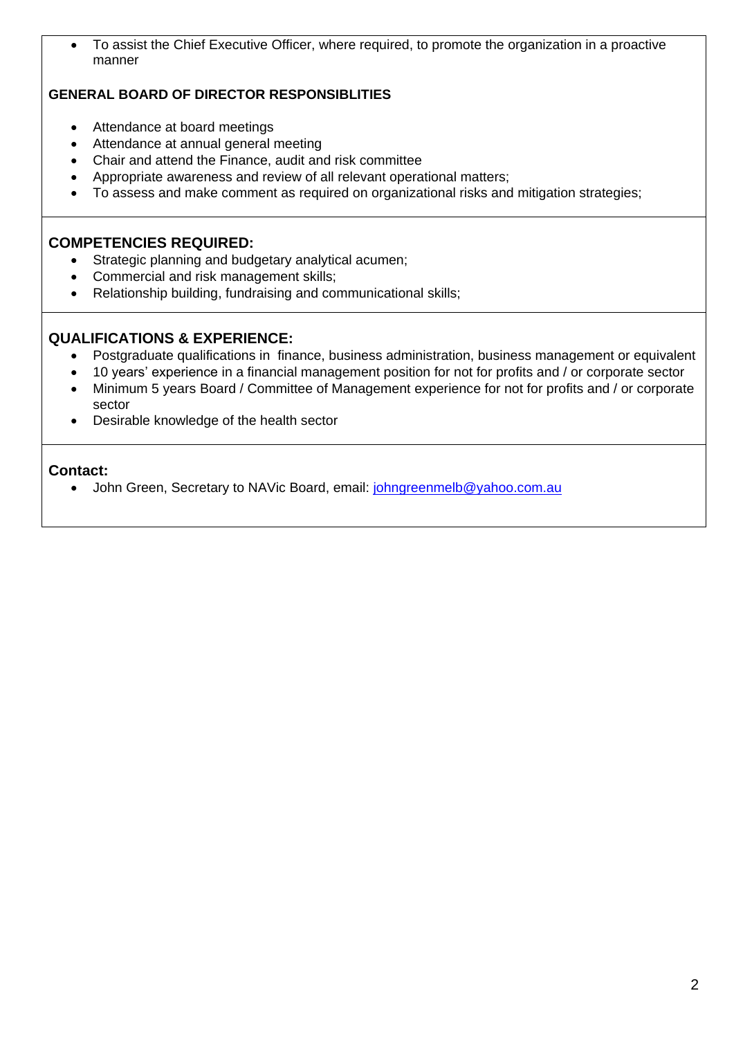- To assist the Chief Executive Officer, where required, to promote the organization in a proactive manner

**GENERAL BOARD OF DIRECTOR RESPONSIBLITIES**

- Attendance at board meetings
- Attendance at annual general meeting
- Chair and attend the Finance, audit and risk committee
- Appropriate awareness and review of all relevant operational matters;
- To assess and make comment as required on organizational risks and mitigation strategies;

## COMPETENCIES REQUIRED:

- Strategic planning and budgetary analytical acumen;
- Commercial and risk management skills;
- Relationship building, fundraising and communicational skills;

## QUALIFICATIONS & EXPERIENCE:

- Postgraduate qualifications in finance, business administration, business management or equivalent
- 10 years' experience in a financial management position for not for profits and / or corporate sector
- Minimum 5 years Board / Committee of Management experience for not for profits and / or corporate sector
- Desirable knowledge of the health sector

## Contact:

- John Green, Secretary to NAVic Board, email: johngreenmelb@yahoo.com.au